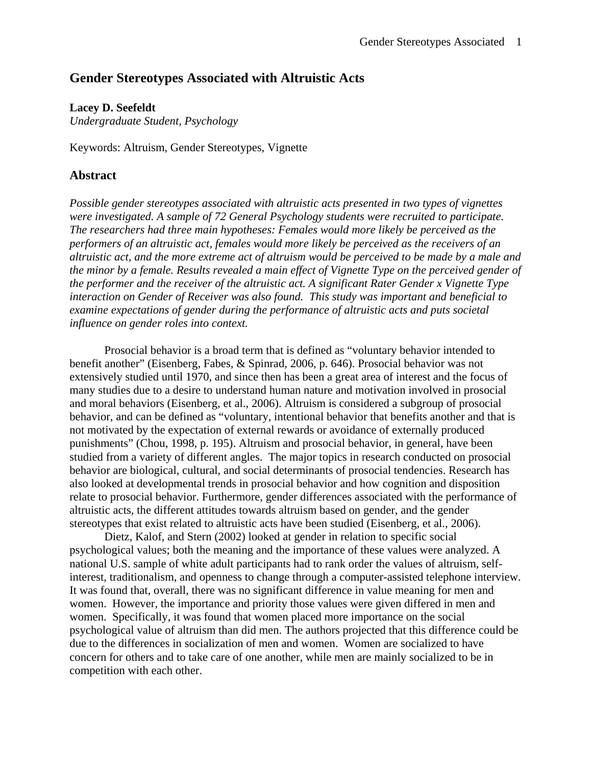# Gender Stereotypes Associated with Altruistic Acts

**Lacey D. Seefeldt**
*Undergraduate Student, Psychology*

Keywords: Altruism, Gender Stereotypes, Vignette

## Abstract

*Possible gender stereotypes associated with altruistic acts presented in two types of vignettes were investigated. A sample of 72 General Psychology students were recruited to participate. The researchers had three main hypotheses: Females would more likely be perceived as the performers of an altruistic act, females would more likely be perceived as the receivers of an altruistic act, and the more extreme act of altruism would be perceived to be made by a male and the minor by a female. Results revealed a main effect of Vignette Type on the perceived gender of the performer and the receiver of the altruistic act. A significant Rater Gender x Vignette Type interaction on Gender of Receiver was also found. This study was important and beneficial to examine expectations of gender during the performance of altruistic acts and puts societal influence on gender roles into context.*

Prosocial behavior is a broad term that is defined as "voluntary behavior intended to benefit another" (Eisenberg, Fabes, & Spinrad, 2006, p. 646). Prosocial behavior was not extensively studied until 1970, and since then has been a great area of interest and the focus of many studies due to a desire to understand human nature and motivation involved in prosocial and moral behaviors (Eisenberg, et al., 2006). Altruism is considered a subgroup of prosocial behavior, and can be defined as "voluntary, intentional behavior that benefits another and that is not motivated by the expectation of external rewards or avoidance of externally produced punishments" (Chou, 1998, p. 195). Altruism and prosocial behavior, in general, have been studied from a variety of different angles. The major topics in research conducted on prosocial behavior are biological, cultural, and social determinants of prosocial tendencies. Research has also looked at developmental trends in prosocial behavior and how cognition and disposition relate to prosocial behavior. Furthermore, gender differences associated with the performance of altruistic acts, the different attitudes towards altruism based on gender, and the gender stereotypes that exist related to altruistic acts have been studied (Eisenberg, et al., 2006).

Dietz, Kalof, and Stern (2002) looked at gender in relation to specific social psychological values; both the meaning and the importance of these values were analyzed. A national U.S. sample of white adult participants had to rank order the values of altruism, self-interest, traditionalism, and openness to change through a computer-assisted telephone interview. It was found that, overall, there was no significant difference in value meaning for men and women. However, the importance and priority those values were given differed in men and women. Specifically, it was found that women placed more importance on the social psychological value of altruism than did men. The authors projected that this difference could be due to the differences in socialization of men and women. Women are socialized to have concern for others and to take care of one another, while men are mainly socialized to be in competition with each other.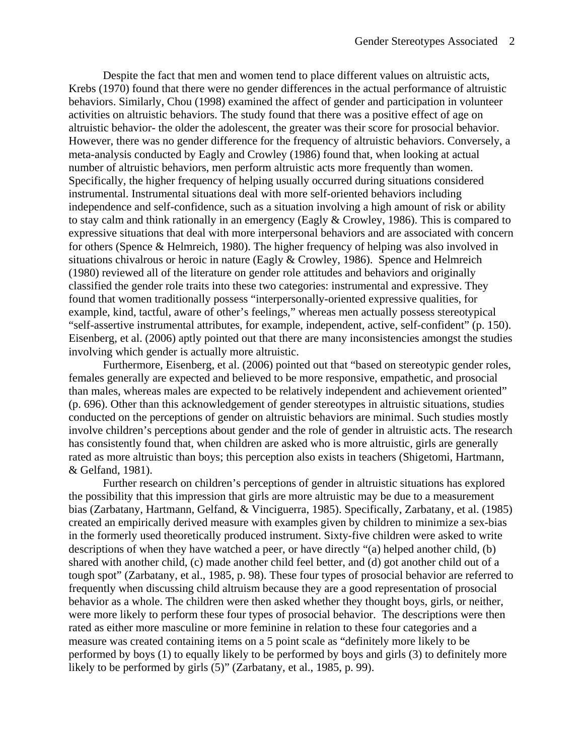Despite the fact that men and women tend to place different values on altruistic acts, Krebs (1970) found that there were no gender differences in the actual performance of altruistic behaviors. Similarly, Chou (1998) examined the affect of gender and participation in volunteer activities on altruistic behaviors. The study found that there was a positive effect of age on altruistic behavior- the older the adolescent, the greater was their score for prosocial behavior. However, there was no gender difference for the frequency of altruistic behaviors. Conversely, a meta-analysis conducted by Eagly and Crowley (1986) found that, when looking at actual number of altruistic behaviors, men perform altruistic acts more frequently than women. Specifically, the higher frequency of helping usually occurred during situations considered instrumental. Instrumental situations deal with more self-oriented behaviors including independence and self-confidence, such as a situation involving a high amount of risk or ability to stay calm and think rationally in an emergency (Eagly & Crowley, 1986). This is compared to expressive situations that deal with more interpersonal behaviors and are associated with concern for others (Spence & Helmreich, 1980). The higher frequency of helping was also involved in situations chivalrous or heroic in nature (Eagly & Crowley, 1986). Spence and Helmreich (1980) reviewed all of the literature on gender role attitudes and behaviors and originally classified the gender role traits into these two categories: instrumental and expressive. They found that women traditionally possess "interpersonally-oriented expressive qualities, for example, kind, tactful, aware of other's feelings," whereas men actually possess stereotypical "self-assertive instrumental attributes, for example, independent, active, self-confident" (p. 150). Eisenberg, et al. (2006) aptly pointed out that there are many inconsistencies amongst the studies involving which gender is actually more altruistic.

Furthermore, Eisenberg, et al. (2006) pointed out that "based on stereotypic gender roles, females generally are expected and believed to be more responsive, empathetic, and prosocial than males, whereas males are expected to be relatively independent and achievement oriented" (p. 696). Other than this acknowledgement of gender stereotypes in altruistic situations, studies conducted on the perceptions of gender on altruistic behaviors are minimal. Such studies mostly involve children's perceptions about gender and the role of gender in altruistic acts. The research has consistently found that, when children are asked who is more altruistic, girls are generally rated as more altruistic than boys; this perception also exists in teachers (Shigetomi, Hartmann, & Gelfand, 1981).

Further research on children's perceptions of gender in altruistic situations has explored the possibility that this impression that girls are more altruistic may be due to a measurement bias (Zarbatany, Hartmann, Gelfand, & Vinciguerra, 1985). Specifically, Zarbatany, et al. (1985) created an empirically derived measure with examples given by children to minimize a sex-bias in the formerly used theoretically produced instrument. Sixty-five children were asked to write descriptions of when they have watched a peer, or have directly "(a) helped another child, (b) shared with another child, (c) made another child feel better, and (d) got another child out of a tough spot" (Zarbatany, et al., 1985, p. 98). These four types of prosocial behavior are referred to frequently when discussing child altruism because they are a good representation of prosocial behavior as a whole. The children were then asked whether they thought boys, girls, or neither, were more likely to perform these four types of prosocial behavior. The descriptions were then rated as either more masculine or more feminine in relation to these four categories and a measure was created containing items on a 5 point scale as "definitely more likely to be performed by boys (1) to equally likely to be performed by boys and girls (3) to definitely more likely to be performed by girls (5)" (Zarbatany, et al., 1985, p. 99).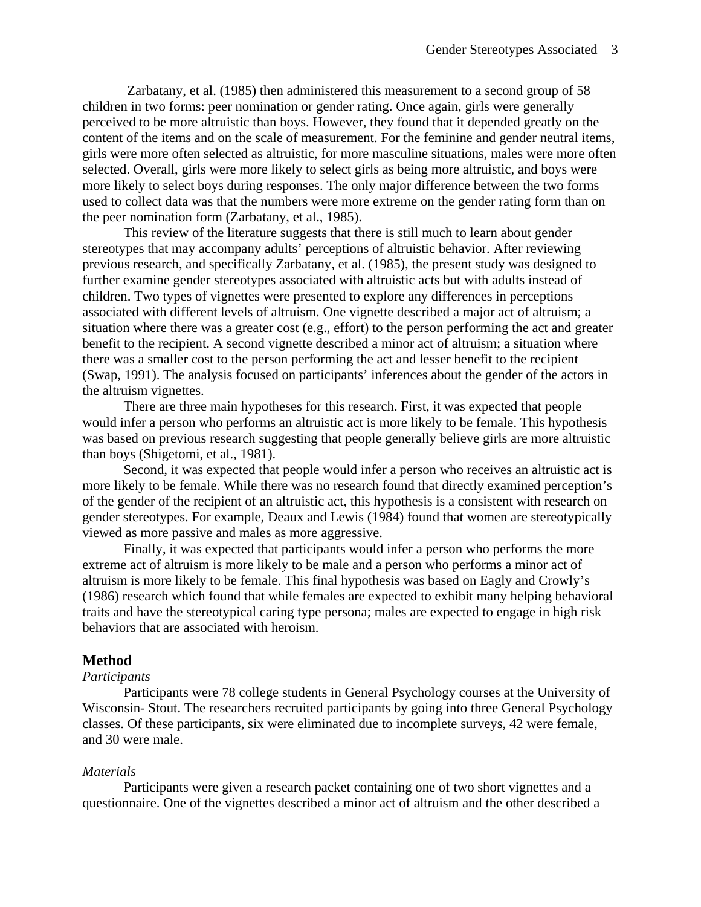Zarbatany, et al. (1985) then administered this measurement to a second group of 58 children in two forms: peer nomination or gender rating. Once again, girls were generally perceived to be more altruistic than boys. However, they found that it depended greatly on the content of the items and on the scale of measurement. For the feminine and gender neutral items, girls were more often selected as altruistic, for more masculine situations, males were more often selected. Overall, girls were more likely to select girls as being more altruistic, and boys were more likely to select boys during responses. The only major difference between the two forms used to collect data was that the numbers were more extreme on the gender rating form than on the peer nomination form (Zarbatany, et al., 1985).

This review of the literature suggests that there is still much to learn about gender stereotypes that may accompany adults' perceptions of altruistic behavior. After reviewing previous research, and specifically Zarbatany, et al. (1985), the present study was designed to further examine gender stereotypes associated with altruistic acts but with adults instead of children. Two types of vignettes were presented to explore any differences in perceptions associated with different levels of altruism. One vignette described a major act of altruism; a situation where there was a greater cost (e.g., effort) to the person performing the act and greater benefit to the recipient. A second vignette described a minor act of altruism; a situation where there was a smaller cost to the person performing the act and lesser benefit to the recipient (Swap, 1991). The analysis focused on participants' inferences about the gender of the actors in the altruism vignettes.

There are three main hypotheses for this research. First, it was expected that people would infer a person who performs an altruistic act is more likely to be female. This hypothesis was based on previous research suggesting that people generally believe girls are more altruistic than boys (Shigetomi, et al., 1981).

Second, it was expected that people would infer a person who receives an altruistic act is more likely to be female. While there was no research found that directly examined perception's of the gender of the recipient of an altruistic act, this hypothesis is a consistent with research on gender stereotypes. For example, Deaux and Lewis (1984) found that women are stereotypically viewed as more passive and males as more aggressive.

Finally, it was expected that participants would infer a person who performs the more extreme act of altruism is more likely to be male and a person who performs a minor act of altruism is more likely to be female. This final hypothesis was based on Eagly and Crowly's (1986) research which found that while females are expected to exhibit many helping behavioral traits and have the stereotypical caring type persona; males are expected to engage in high risk behaviors that are associated with heroism.

## Method

*Participants*

Participants were 78 college students in General Psychology courses at the University of Wisconsin- Stout. The researchers recruited participants by going into three General Psychology classes. Of these participants, six were eliminated due to incomplete surveys, 42 were female, and 30 were male.

*Materials*

Participants were given a research packet containing one of two short vignettes and a questionnaire. One of the vignettes described a minor act of altruism and the other described a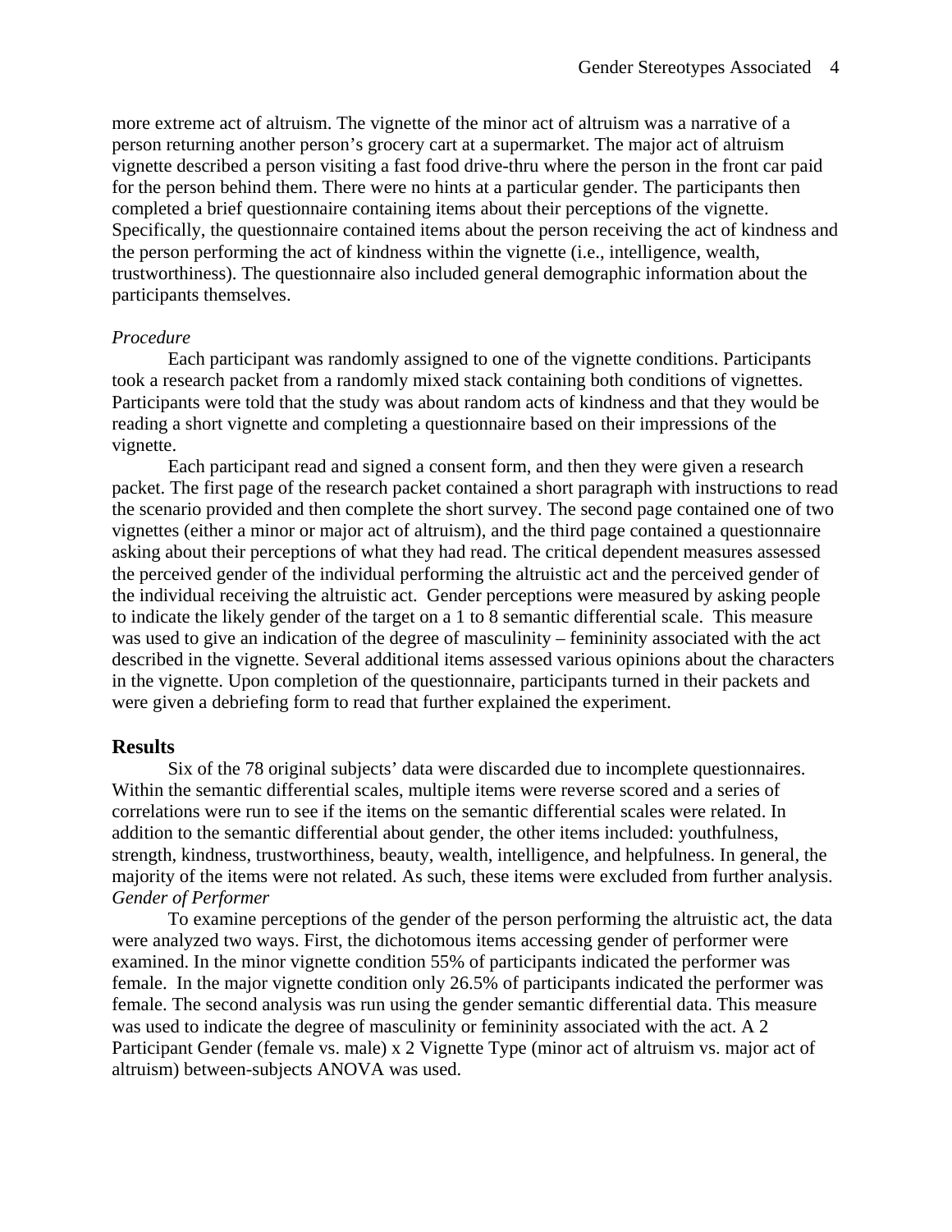more extreme act of altruism. The vignette of the minor act of altruism was a narrative of a person returning another person's grocery cart at a supermarket. The major act of altruism vignette described a person visiting a fast food drive-thru where the person in the front car paid for the person behind them. There were no hints at a particular gender. The participants then completed a brief questionnaire containing items about their perceptions of the vignette. Specifically, the questionnaire contained items about the person receiving the act of kindness and the person performing the act of kindness within the vignette (i.e., intelligence, wealth, trustworthiness). The questionnaire also included general demographic information about the participants themselves.

*Procedure*

Each participant was randomly assigned to one of the vignette conditions. Participants took a research packet from a randomly mixed stack containing both conditions of vignettes. Participants were told that the study was about random acts of kindness and that they would be reading a short vignette and completing a questionnaire based on their impressions of the vignette.

Each participant read and signed a consent form, and then they were given a research packet. The first page of the research packet contained a short paragraph with instructions to read the scenario provided and then complete the short survey. The second page contained one of two vignettes (either a minor or major act of altruism), and the third page contained a questionnaire asking about their perceptions of what they had read. The critical dependent measures assessed the perceived gender of the individual performing the altruistic act and the perceived gender of the individual receiving the altruistic act. Gender perceptions were measured by asking people to indicate the likely gender of the target on a 1 to 8 semantic differential scale. This measure was used to give an indication of the degree of masculinity – femininity associated with the act described in the vignette. Several additional items assessed various opinions about the characters in the vignette. Upon completion of the questionnaire, participants turned in their packets and were given a debriefing form to read that further explained the experiment.

## Results

Six of the 78 original subjects' data were discarded due to incomplete questionnaires. Within the semantic differential scales, multiple items were reverse scored and a series of correlations were run to see if the items on the semantic differential scales were related. In addition to the semantic differential about gender, the other items included: youthfulness, strength, kindness, trustworthiness, beauty, wealth, intelligence, and helpfulness. In general, the majority of the items were not related. As such, these items were excluded from further analysis.

*Gender of Performer*

To examine perceptions of the gender of the person performing the altruistic act, the data were analyzed two ways. First, the dichotomous items accessing gender of performer were examined. In the minor vignette condition 55% of participants indicated the performer was female. In the major vignette condition only 26.5% of participants indicated the performer was female. The second analysis was run using the gender semantic differential data. This measure was used to indicate the degree of masculinity or femininity associated with the act. A 2 Participant Gender (female vs. male) x 2 Vignette Type (minor act of altruism vs. major act of altruism) between-subjects ANOVA was used.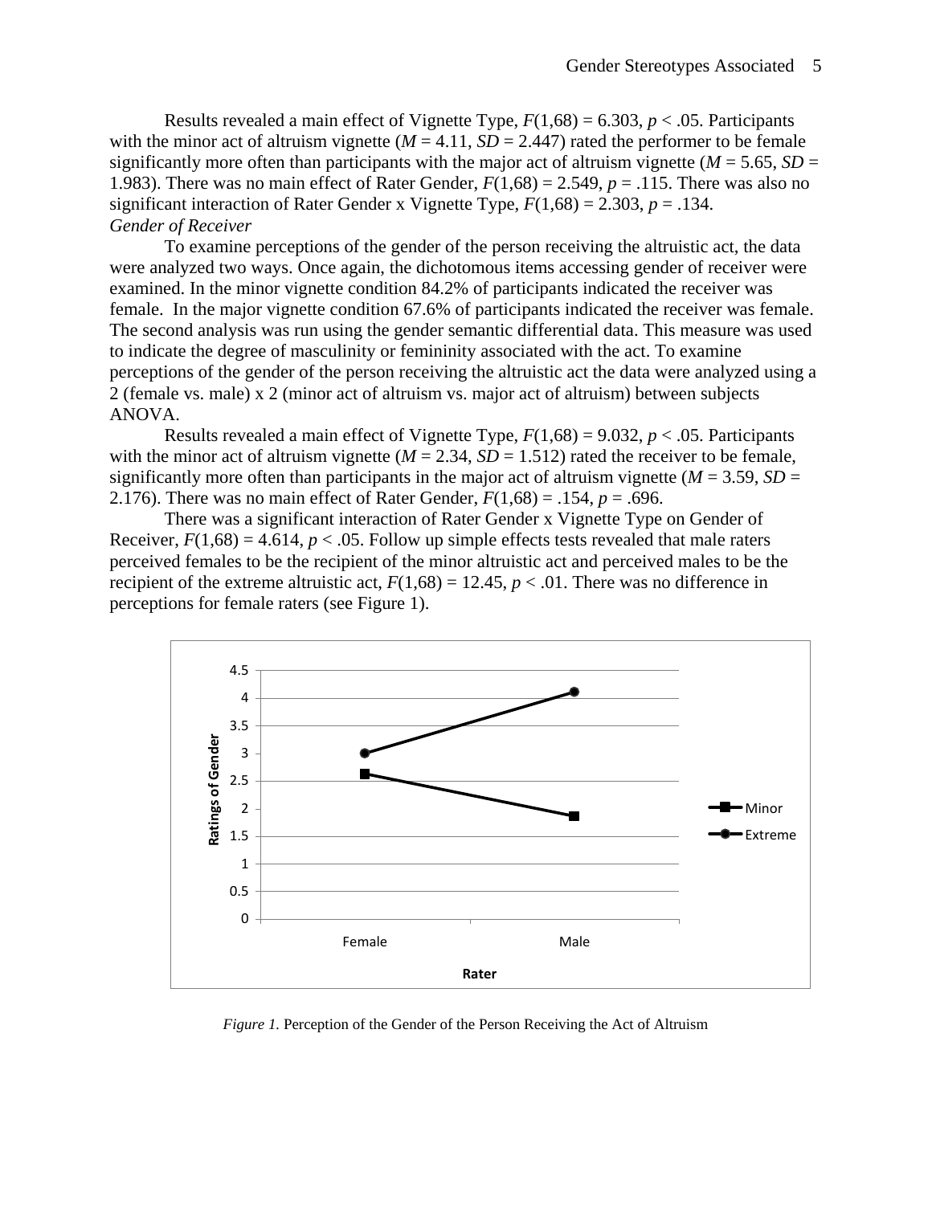Results revealed a main effect of Vignette Type, $F(1,68) = 6.303$, $p < .05$. Participants with the minor act of altruism vignette ($M = 4.11$, $SD = 2.447$) rated the performer to be female significantly more often than participants with the major act of altruism vignette ($M = 5.65$, $SD = 1.983$). There was no main effect of Rater Gender, $F(1,68) = 2.549$, $p = .115$. There was also no significant interaction of Rater Gender x Vignette Type, $F(1,68) = 2.303$, $p = .134$.

*Gender of Receiver*

To examine perceptions of the gender of the person receiving the altruistic act, the data were analyzed two ways. Once again, the dichotomous items accessing gender of receiver were examined. In the minor vignette condition 84.2% of participants indicated the receiver was female. In the major vignette condition 67.6% of participants indicated the receiver was female. The second analysis was run using the gender semantic differential data. This measure was used to indicate the degree of masculinity or femininity associated with the act. To examine perceptions of the gender of the person receiving the altruistic act the data were analyzed using a 2 (female vs. male) x 2 (minor act of altruism vs. major act of altruism) between subjects ANOVA.

Results revealed a main effect of Vignette Type, $F(1,68) = 9.032$, $p < .05$. Participants with the minor act of altruism vignette ($M = 2.34$, $SD = 1.512$) rated the receiver to be female, significantly more often than participants in the major act of altruism vignette ($M = 3.59$, $SD = 2.176$). There was no main effect of Rater Gender, $F(1,68) = .154$, $p = .696$.

There was a significant interaction of Rater Gender x Vignette Type on Gender of Receiver, $F(1,68) = 4.614$, $p < .05$. Follow up simple effects tests revealed that male raters perceived females to be the recipient of the minor altruistic act and perceived males to be the recipient of the extreme altruistic act, $F(1,68) = 12.45$, $p < .01$. There was no difference in perceptions for female raters (see Figure 1).

*Figure 1.* Perception of the Gender of the Person Receiving the Act of Altruism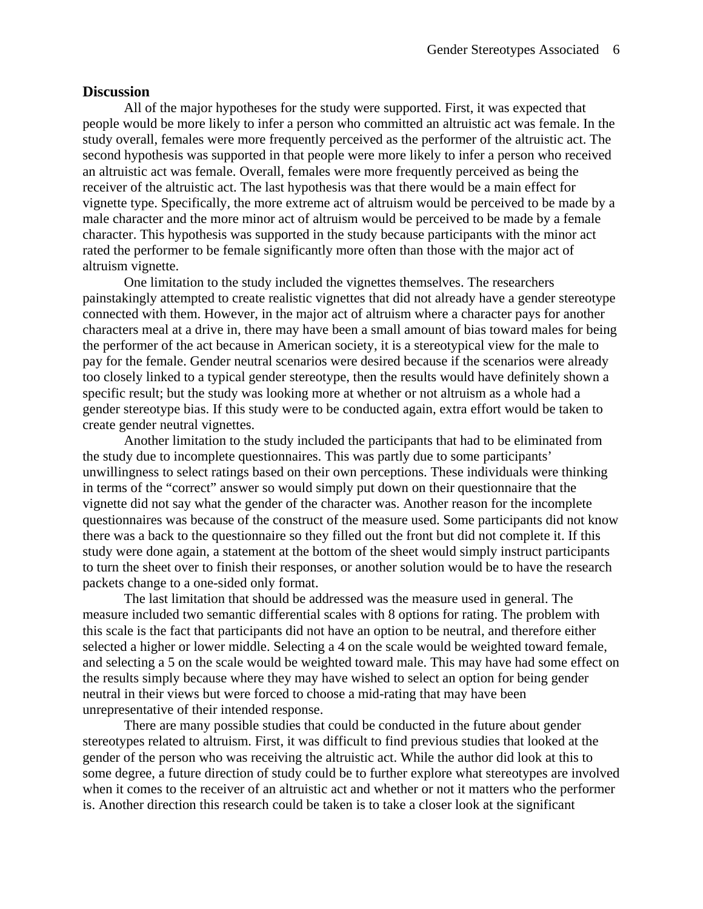## Discussion

All of the major hypotheses for the study were supported. First, it was expected that people would be more likely to infer a person who committed an altruistic act was female. In the study overall, females were more frequently perceived as the performer of the altruistic act. The second hypothesis was supported in that people were more likely to infer a person who received an altruistic act was female. Overall, females were more frequently perceived as being the receiver of the altruistic act. The last hypothesis was that there would be a main effect for vignette type. Specifically, the more extreme act of altruism would be perceived to be made by a male character and the more minor act of altruism would be perceived to be made by a female character. This hypothesis was supported in the study because participants with the minor act rated the performer to be female significantly more often than those with the major act of altruism vignette.

One limitation to the study included the vignettes themselves. The researchers painstakingly attempted to create realistic vignettes that did not already have a gender stereotype connected with them. However, in the major act of altruism where a character pays for another characters meal at a drive in, there may have been a small amount of bias toward males for being the performer of the act because in American society, it is a stereotypical view for the male to pay for the female. Gender neutral scenarios were desired because if the scenarios were already too closely linked to a typical gender stereotype, then the results would have definitely shown a specific result; but the study was looking more at whether or not altruism as a whole had a gender stereotype bias. If this study were to be conducted again, extra effort would be taken to create gender neutral vignettes.

Another limitation to the study included the participants that had to be eliminated from the study due to incomplete questionnaires. This was partly due to some participants' unwillingness to select ratings based on their own perceptions. These individuals were thinking in terms of the "correct" answer so would simply put down on their questionnaire that the vignette did not say what the gender of the character was. Another reason for the incomplete questionnaires was because of the construct of the measure used. Some participants did not know there was a back to the questionnaire so they filled out the front but did not complete it. If this study were done again, a statement at the bottom of the sheet would simply instruct participants to turn the sheet over to finish their responses, or another solution would be to have the research packets change to a one-sided only format.

The last limitation that should be addressed was the measure used in general. The measure included two semantic differential scales with 8 options for rating. The problem with this scale is the fact that participants did not have an option to be neutral, and therefore either selected a higher or lower middle. Selecting a 4 on the scale would be weighted toward female, and selecting a 5 on the scale would be weighted toward male. This may have had some effect on the results simply because where they may have wished to select an option for being gender neutral in their views but were forced to choose a mid-rating that may have been unrepresentative of their intended response.

There are many possible studies that could be conducted in the future about gender stereotypes related to altruism. First, it was difficult to find previous studies that looked at the gender of the person who was receiving the altruistic act. While the author did look at this to some degree, a future direction of study could be to further explore what stereotypes are involved when it comes to the receiver of an altruistic act and whether or not it matters who the performer is. Another direction this research could be taken is to take a closer look at the significant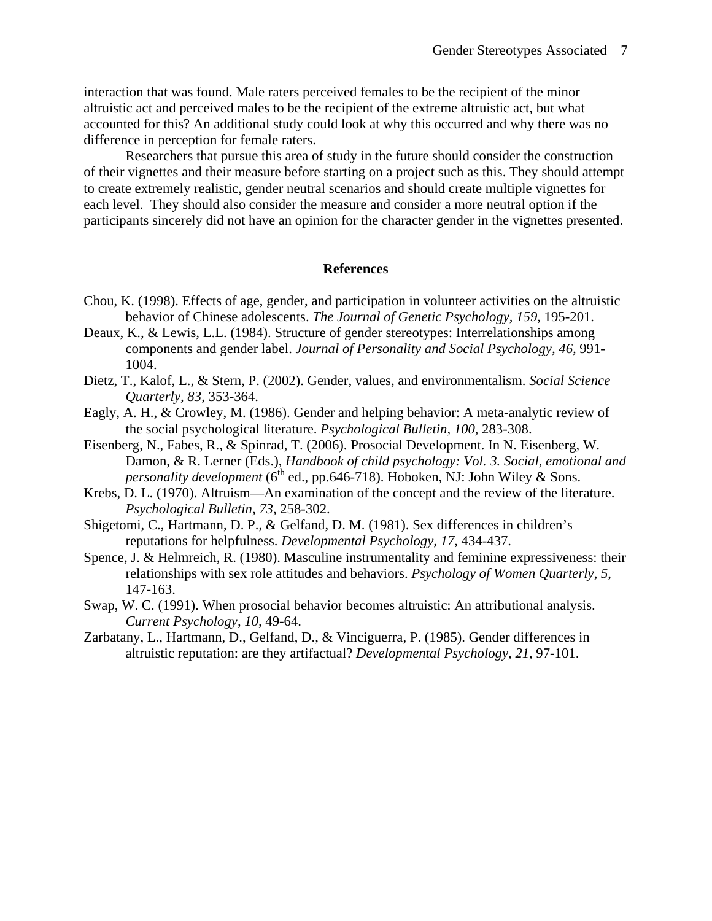interaction that was found. Male raters perceived females to be the recipient of the minor altruistic act and perceived males to be the recipient of the extreme altruistic act, but what accounted for this? An additional study could look at why this occurred and why there was no difference in perception for female raters.

Researchers that pursue this area of study in the future should consider the construction of their vignettes and their measure before starting on a project such as this. They should attempt to create extremely realistic, gender neutral scenarios and should create multiple vignettes for each level. They should also consider the measure and consider a more neutral option if the participants sincerely did not have an opinion for the character gender in the vignettes presented.

## References

Chou, K. (1998). Effects of age, gender, and participation in volunteer activities on the altruistic behavior of Chinese adolescents. *The Journal of Genetic Psychology, 159,* 195-201.

Deaux, K., & Lewis, L.L. (1984). Structure of gender stereotypes: Interrelationships among components and gender label. *Journal of Personality and Social Psychology, 46,* 991-1004.

Dietz, T., Kalof, L., & Stern, P. (2002). Gender, values, and environmentalism. *Social Science Quarterly, 83*, 353-364.

Eagly, A. H., & Crowley, M. (1986). Gender and helping behavior: A meta-analytic review of the social psychological literature. *Psychological Bulletin, 100*, 283-308.

Eisenberg, N., Fabes, R., & Spinrad, T. (2006). Prosocial Development. In N. Eisenberg, W. Damon, & R. Lerner (Eds.), *Handbook of child psychology: Vol. 3. Social, emotional and personality development* (6th ed., pp.646-718). Hoboken, NJ: John Wiley & Sons.

Krebs, D. L. (1970). Altruism—An examination of the concept and the review of the literature. *Psychological Bulletin, 73*, 258-302.

Shigetomi, C., Hartmann, D. P., & Gelfand, D. M. (1981). Sex differences in children's reputations for helpfulness. *Developmental Psychology, 17*, 434-437.

Spence, J. & Helmreich, R. (1980). Masculine instrumentality and feminine expressiveness: their relationships with sex role attitudes and behaviors. *Psychology of Women Quarterly, 5*, 147-163.

Swap, W. C. (1991). When prosocial behavior becomes altruistic: An attributional analysis. *Current Psychology, 10,* 49-64.

Zarbatany, L., Hartmann, D., Gelfand, D., & Vinciguerra, P. (1985). Gender differences in altruistic reputation: are they artifactual? *Developmental Psychology, 21*, 97-101.